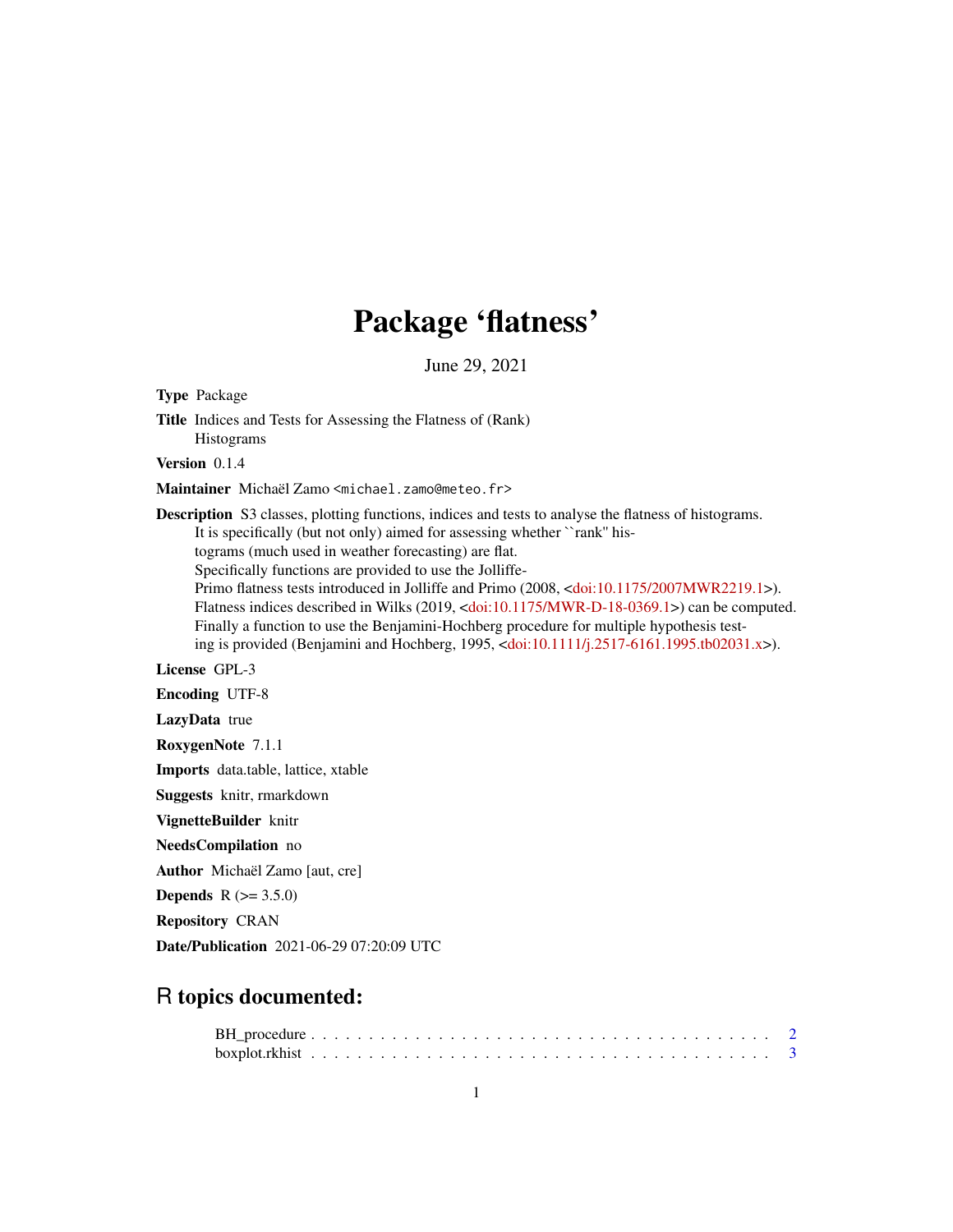# Package 'flatness'

June 29, 2021

**Type** Package

**Title** Indices and Tests for Assessing the Flatness of (Rank) Histograms

**Version** 0.1.4

**Maintainer** Michaël Zamo <michael.zamo@meteo.fr>

**Description** S3 classes, plotting functions, indices and tests to analyse the flatness of histograms. It is specifically (but not only) aimed for assessing whether ``rank'' histograms (much used in weather forecasting) are flat. Specifically functions are provided to use the Jolliffe-Primo flatness tests introduced in Jolliffe and Primo (2008, <doi:10.1175/2007MWR2219.1>). Flatness indices described in Wilks (2019, <doi:10.1175/MWR-D-18-0369.1>) can be computed. Finally a function to use the Benjamini-Hochberg procedure for multiple hypothesis testing is provided (Benjamini and Hochberg, 1995, <doi:10.1111/j.2517-6161.1995.tb02031.x>).

**License** GPL-3

**Encoding** UTF-8

**LazyData** true

**RoxygenNote** 7.1.1

**Imports** data.table, lattice, xtable

**Suggests** knitr, rmarkdown

**VignetteBuilder** knitr

**NeedsCompilation** no

**Author** Michaël Zamo [aut, cre]

**Depends** R (>= 3.5.0)

**Repository** CRAN

**Date/Publication** 2021-06-29 07:20:09 UTC

## R topics documented:

BH_procedure . . . . . . . . . . . . . . . . . . . . . . . . . . . . . . . . . . . . . 2
boxplot.rkhist . . . . . . . . . . . . . . . . . . . . . . . . . . . . . . . . . . . . . 3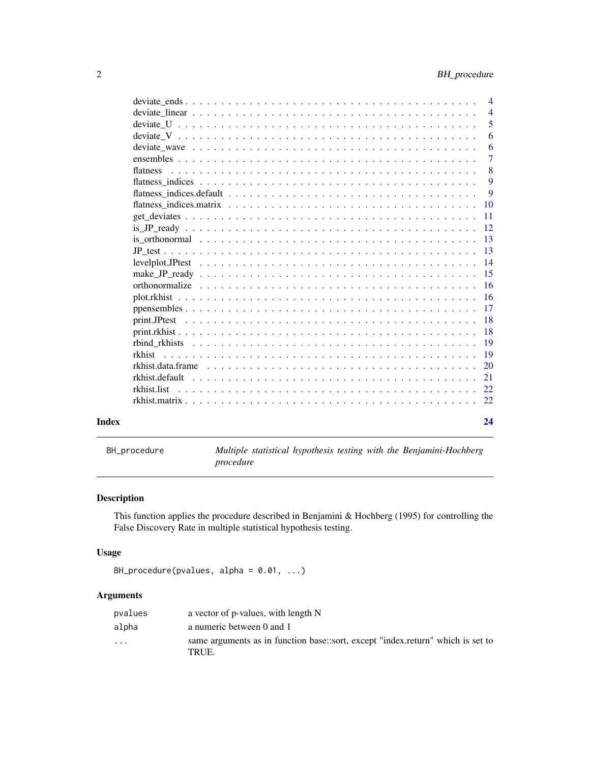deviate_ends . . . . . . . . . . . . . . . . . . . . . . . . . . . . . . . . . . . . . 4
deviate_linear . . . . . . . . . . . . . . . . . . . . . . . . . . . . . . . . . . . . 4
deviate_U . . . . . . . . . . . . . . . . . . . . . . . . . . . . . . . . . . . . . . 5
deviate_V . . . . . . . . . . . . . . . . . . . . . . . . . . . . . . . . . . . . . . 6
deviate_wave . . . . . . . . . . . . . . . . . . . . . . . . . . . . . . . . . . . . 6
ensembles . . . . . . . . . . . . . . . . . . . . . . . . . . . . . . . . . . . . . . 7
flatness . . . . . . . . . . . . . . . . . . . . . . . . . . . . . . . . . . . . . . . 8
flatness_indices . . . . . . . . . . . . . . . . . . . . . . . . . . . . . . . . . . . 9
flatness_indices.default . . . . . . . . . . . . . . . . . . . . . . . . . . . . . . . 9
flatness_indices.matrix . . . . . . . . . . . . . . . . . . . . . . . . . . . . . . . 10
get_deviates . . . . . . . . . . . . . . . . . . . . . . . . . . . . . . . . . . . . 11
is_JP_ready . . . . . . . . . . . . . . . . . . . . . . . . . . . . . . . . . . . . 12
is_orthonormal . . . . . . . . . . . . . . . . . . . . . . . . . . . . . . . . . . . 13
JP_test . . . . . . . . . . . . . . . . . . . . . . . . . . . . . . . . . . . . . . . 13
levelplot.JPtest . . . . . . . . . . . . . . . . . . . . . . . . . . . . . . . . . . 14
make_JP_ready . . . . . . . . . . . . . . . . . . . . . . . . . . . . . . . . . . . 15
orthonormalize . . . . . . . . . . . . . . . . . . . . . . . . . . . . . . . . . . . 16
plot.rkhist . . . . . . . . . . . . . . . . . . . . . . . . . . . . . . . . . . . . . 16
ppensembles . . . . . . . . . . . . . . . . . . . . . . . . . . . . . . . . . . . . 17
print.JPtest . . . . . . . . . . . . . . . . . . . . . . . . . . . . . . . . . . . . 18
print.rkhist . . . . . . . . . . . . . . . . . . . . . . . . . . . . . . . . . . . . 18
rbind_rkhists . . . . . . . . . . . . . . . . . . . . . . . . . . . . . . . . . . . 19
rkhist . . . . . . . . . . . . . . . . . . . . . . . . . . . . . . . . . . . . . . . 19
rkhist.data.frame . . . . . . . . . . . . . . . . . . . . . . . . . . . . . . . . . 20
rkhist.default . . . . . . . . . . . . . . . . . . . . . . . . . . . . . . . . . . . 21
rkhist.list . . . . . . . . . . . . . . . . . . . . . . . . . . . . . . . . . . . . . 22
rkhist.matrix . . . . . . . . . . . . . . . . . . . . . . . . . . . . . . . . . . . . 22

**Index** **24**

---

`BH_procedure` *Multiple statistical hypothesis testing with the Benjamini-Hochberg procedure*

---

## Description

This function applies the procedure described in Benjamini & Hochberg (1995) for controlling the False Discovery Rate in multiple statistical hypothesis testing.

## Usage

```
BH_procedure(pvalues, alpha = 0.01, ...)
```

## Arguments

| | |
|---|---|
| `pvalues` | a vector of p-values, with length N |
| `alpha` | a numeric between 0 and 1 |
| `...` | same arguments as in function base::sort, except "index.return" which is set to TRUE. |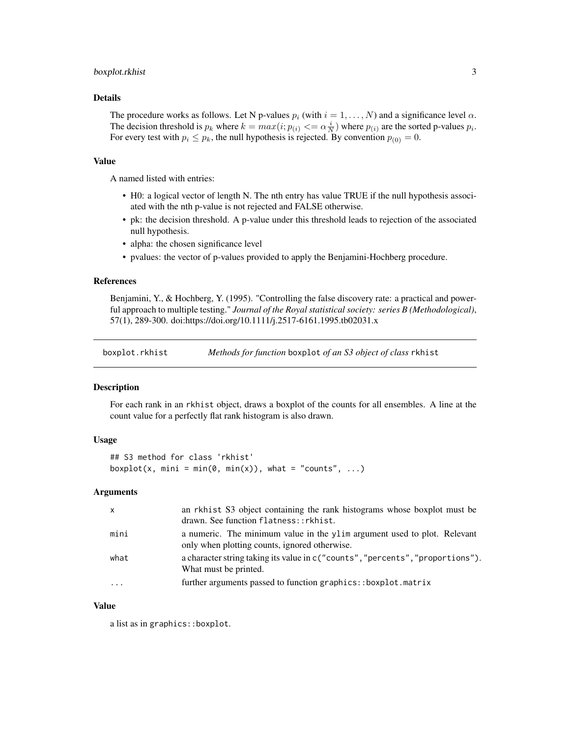### Details

The procedure works as follows. Let N p-values $p_i$ (with $i = 1, \ldots, N$) and a significance level $\alpha$. The decision threshold is $p_k$ where $k = max(i; p_{(i)} <= \alpha \frac{i}{N})$ where $p_{(i)}$ are the sorted p-values $p_i$. For every test with $p_i \leq p_k$, the null hypothesis is rejected. By convention $p_{(0)} = 0$.

### Value

A named listed with entries:

- H0: a logical vector of length N. The nth entry has value TRUE if the null hypothesis associated with the nth p-value is not rejected and FALSE otherwise.
- pk: the decision threshold. A p-value under this threshold leads to rejection of the associated null hypothesis.
- alpha: the chosen significance level
- pvalues: the vector of p-values provided to apply the Benjamini-Hochberg procedure.

### References

Benjamini, Y., & Hochberg, Y. (1995). "Controlling the false discovery rate: a practical and powerful approach to multiple testing." *Journal of the Royal statistical society: series B (Methodological)*, 57(1), 289-300. doi:https://doi.org/10.1111/j.2517-6161.1995.tb02031.x

---

## boxplot.rkhist — *Methods for function* `boxplot` *of an S3 object of class* `rkhist`

### Description

For each rank in an `rkhist` object, draws a boxplot of the counts for all ensembles. A line at the count value for a perfectly flat rank histogram is also drawn.

### Usage

```
## S3 method for class 'rkhist'
boxplot(x, mini = min(0, min(x)), what = "counts", ...)
```

### Arguments

| | |
|---|---|
| x | an rkhist S3 object containing the rank histograms whose boxplot must be drawn. See function `flatness::rkhist`. |
| mini | a numeric. The minimum value in the `ylim` argument used to plot. Relevant only when plotting counts, ignored otherwise. |
| what | a character string taking its value in `c("counts","percents","proportions")`. What must be printed. |
| ... | further arguments passed to function `graphics::boxplot.matrix` |

### Value

a list as in `graphics::boxplot`.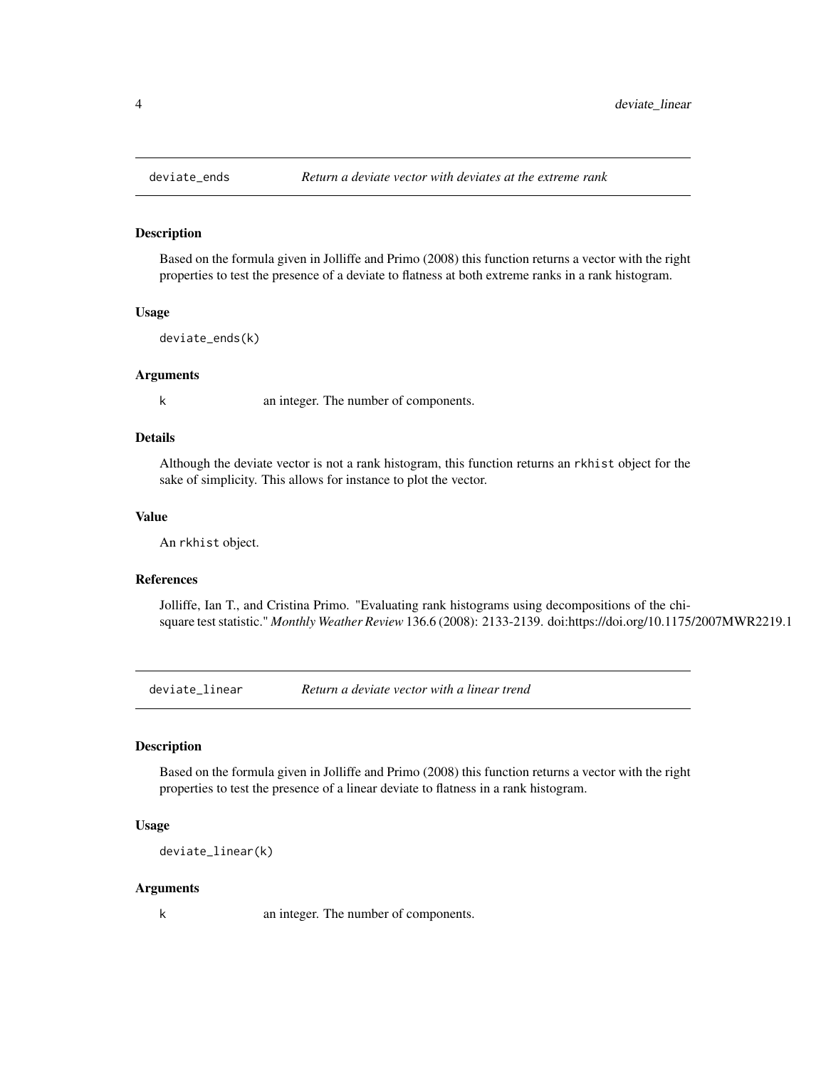## deviate_ends — *Return a deviate vector with deviates at the extreme rank*

### Description

Based on the formula given in Jolliffe and Primo (2008) this function returns a vector with the right properties to test the presence of a deviate to flatness at both extreme ranks in a rank histogram.

### Usage

```
deviate_ends(k)
```

### Arguments

| | |
|---|---|
| k | an integer. The number of components. |

### Details

Although the deviate vector is not a rank histogram, this function returns an `rkhist` object for the sake of simplicity. This allows for instance to plot the vector.

### Value

An `rkhist` object.

### References

Jolliffe, Ian T., and Cristina Primo. "Evaluating rank histograms using decompositions of the chi-square test statistic." *Monthly Weather Review* 136.6 (2008): 2133-2139. doi:https://doi.org/10.1175/2007MWR2219.1

## deviate_linear — *Return a deviate vector with a linear trend*

### Description

Based on the formula given in Jolliffe and Primo (2008) this function returns a vector with the right properties to test the presence of a linear deviate to flatness in a rank histogram.

### Usage

```
deviate_linear(k)
```

### Arguments

| | |
|---|---|
| k | an integer. The number of components. |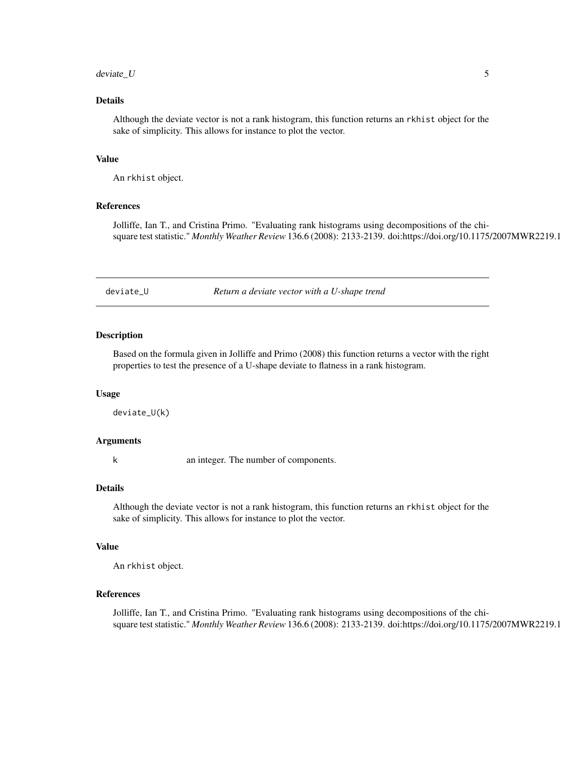## Details

Although the deviate vector is not a rank histogram, this function returns an `rkhist` object for the sake of simplicity. This allows for instance to plot the vector.

## Value

An `rkhist` object.

## References

Jolliffe, Ian T., and Cristina Primo. "Evaluating rank histograms using decompositions of the chi-square test statistic." *Monthly Weather Review* 136.6 (2008): 2133-2139. doi:https://doi.org/10.1175/2007MWR2219.1

---

# deviate_U — *Return a deviate vector with a U-shape trend*

## Description

Based on the formula given in Jolliffe and Primo (2008) this function returns a vector with the right properties to test the presence of a U-shape deviate to flatness in a rank histogram.

## Usage

```
deviate_U(k)
```

## Arguments

| | |
|---|---|
| `k` | an integer. The number of components. |

## Details

Although the deviate vector is not a rank histogram, this function returns an `rkhist` object for the sake of simplicity. This allows for instance to plot the vector.

## Value

An `rkhist` object.

## References

Jolliffe, Ian T., and Cristina Primo. "Evaluating rank histograms using decompositions of the chi-square test statistic." *Monthly Weather Review* 136.6 (2008): 2133-2139. doi:https://doi.org/10.1175/2007MWR2219.1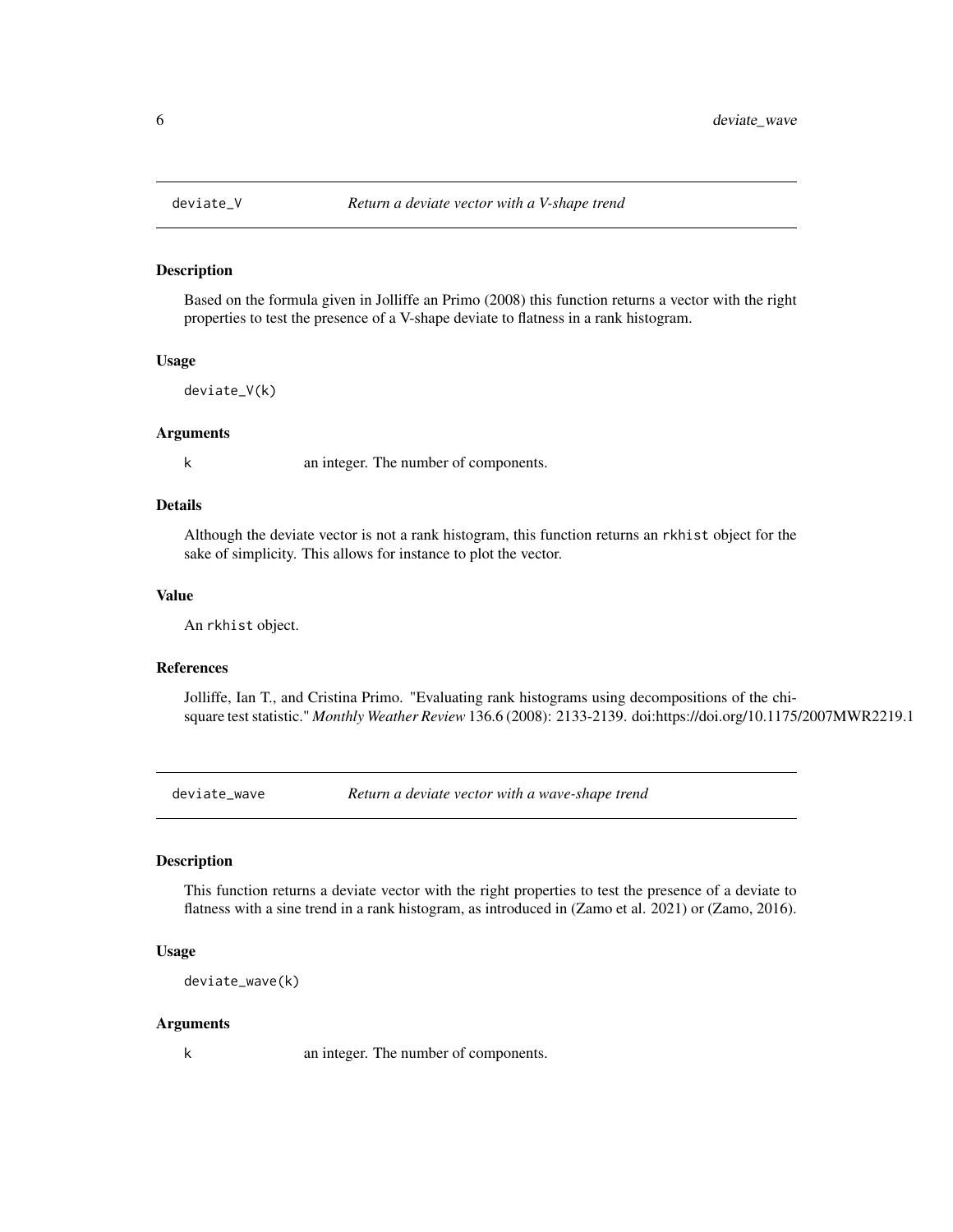## deviate_V — *Return a deviate vector with a V-shape trend*

### Description

Based on the formula given in Jolliffe an Primo (2008) this function returns a vector with the right properties to test the presence of a V-shape deviate to flatness in a rank histogram.

### Usage

```
deviate_V(k)
```

### Arguments

| | |
|---|---|
| k | an integer. The number of components. |

### Details

Although the deviate vector is not a rank histogram, this function returns an `rkhist` object for the sake of simplicity. This allows for instance to plot the vector.

### Value

An `rkhist` object.

### References

Jolliffe, Ian T., and Cristina Primo. "Evaluating rank histograms using decompositions of the chi-square test statistic." *Monthly Weather Review* 136.6 (2008): 2133-2139. doi:https://doi.org/10.1175/2007MWR2219.1

## deviate_wave — *Return a deviate vector with a wave-shape trend*

### Description

This function returns a deviate vector with the right properties to test the presence of a deviate to flatness with a sine trend in a rank histogram, as introduced in (Zamo et al. 2021) or (Zamo, 2016).

### Usage

```
deviate_wave(k)
```

### Arguments

| | |
|---|---|
| k | an integer. The number of components. |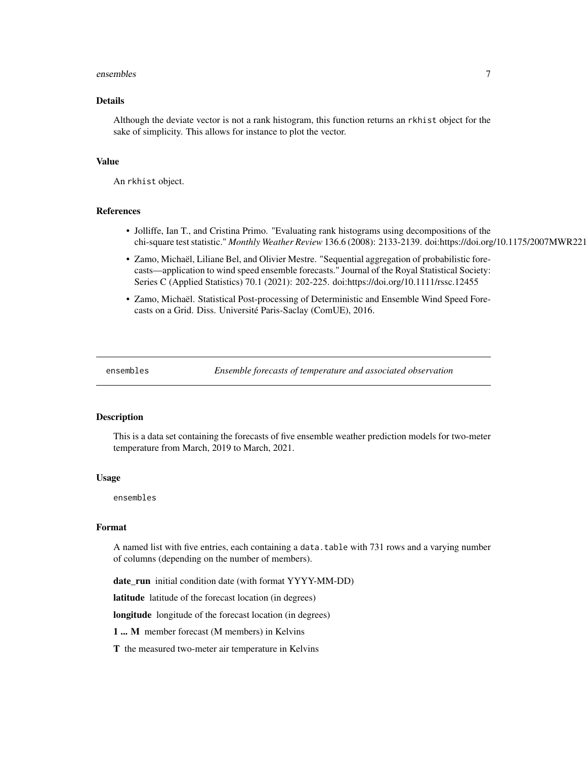## Details

Although the deviate vector is not a rank histogram, this function returns an `rkhist` object for the sake of simplicity. This allows for instance to plot the vector.

## Value

An `rkhist` object.

## References

- Jolliffe, Ian T., and Cristina Primo. "Evaluating rank histograms using decompositions of the chi-square test statistic." *Monthly Weather Review* 136.6 (2008): 2133-2139. doi:https://doi.org/10.1175/2007MWR221
- Zamo, Michaël, Liliane Bel, and Olivier Mestre. "Sequential aggregation of probabilistic forecasts—application to wind speed ensemble forecasts." Journal of the Royal Statistical Society: Series C (Applied Statistics) 70.1 (2021): 202-225. doi:https://doi.org/10.1111/rssc.12455
- Zamo, Michaël. Statistical Post-processing of Deterministic and Ensemble Wind Speed Forecasts on a Grid. Diss. Université Paris-Saclay (ComUE), 2016.

---

# ensembles — *Ensemble forecasts of temperature and associated observation*

---

## Description

This is a data set containing the forecasts of five ensemble weather prediction models for two-meter temperature from March, 2019 to March, 2021.

## Usage

```
ensembles
```

## Format

A named list with five entries, each containing a `data.table` with 731 rows and a varying number of columns (depending on the number of members).

**date_run** initial condition date (with format YYYY-MM-DD)

**latitude** latitude of the forecast location (in degrees)

**longitude** longitude of the forecast location (in degrees)

**1 ... M** member forecast (M members) in Kelvins

**T** the measured two-meter air temperature in Kelvins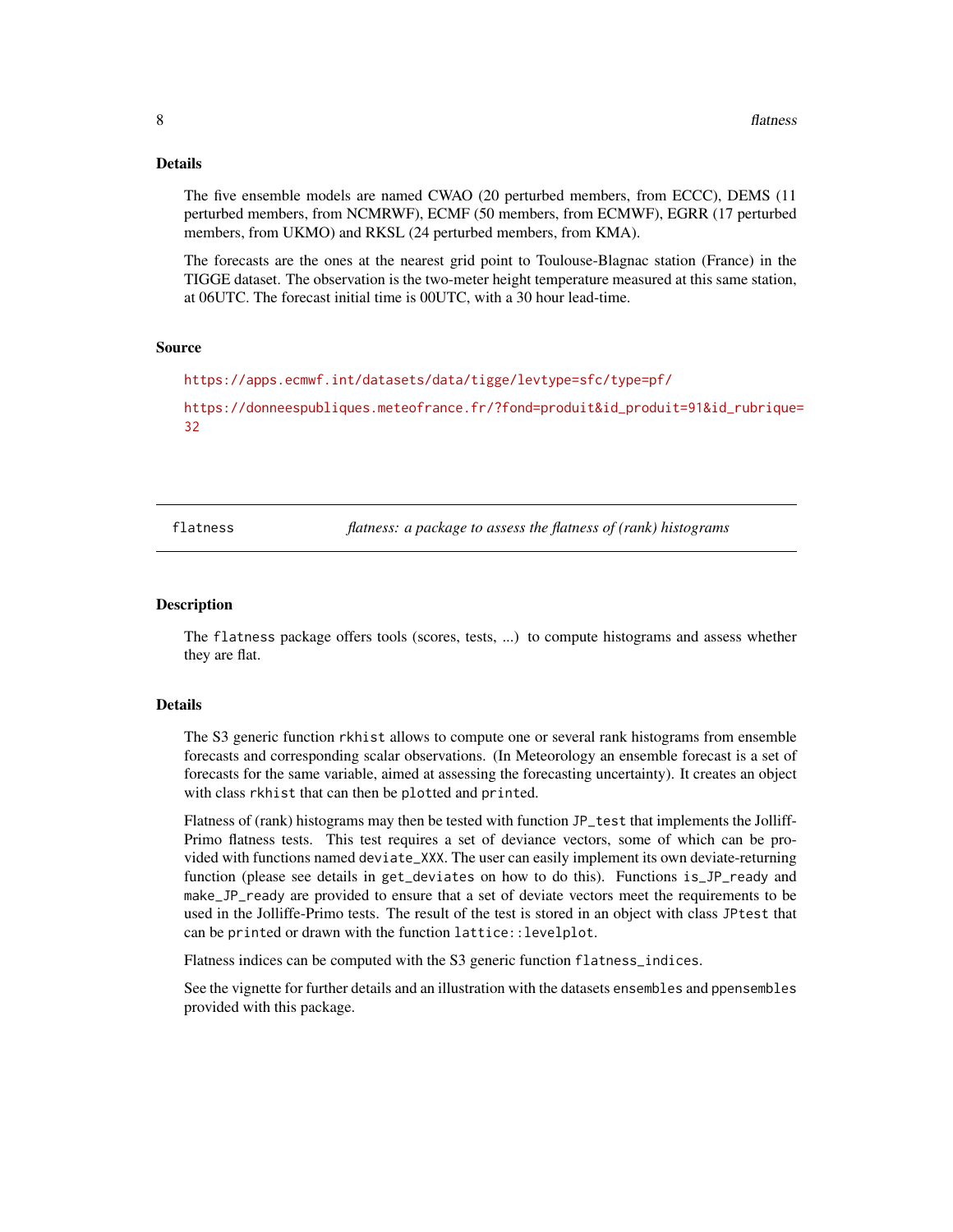## Details

The five ensemble models are named CWAO (20 perturbed members, from ECCC), DEMS (11 perturbed members, from NCMRWF), ECMF (50 members, from ECMWF), EGRR (17 perturbed members, from UKMO) and RKSL (24 perturbed members, from KMA).

The forecasts are the ones at the nearest grid point to Toulouse-Blagnac station (France) in the TIGGE dataset. The observation is the two-meter height temperature measured at this same station, at 06UTC. The forecast initial time is 00UTC, with a 30 hour lead-time.

## Source

https://apps.ecmwf.int/datasets/data/tigge/levtype=sfc/type=pf/

https://donneespubliques.meteofrance.fr/?fond=produit&id_produit=91&id_rubrique=32

---

# flatness — *flatness: a package to assess the flatness of (rank) histograms*

## Description

The `flatness` package offers tools (scores, tests, ...) to compute histograms and assess whether they are flat.

## Details

The S3 generic function `rkhist` allows to compute one or several rank histograms from ensemble forecasts and corresponding scalar observations. (In Meteorology an ensemble forecast is a set of forecasts for the same variable, aimed at assessing the forecasting uncertainty). It creates an object with class `rkhist` that can then be `plot`ted and `print`ed.

Flatness of (rank) histograms may then be tested with function `JP_test` that implements the Jolliff-Primo flatness tests. This test requires a set of deviance vectors, some of which can be provided with functions named `deviate_XXX`. The user can easily implement its own deviate-returning function (please see details in `get_deviates` on how to do this). Functions `is_JP_ready` and `make_JP_ready` are provided to ensure that a set of deviate vectors meet the requirements to be used in the Jolliffe-Primo tests. The result of the test is stored in an object with class `JPtest` that can be `print`ed or drawn with the function `lattice::levelplot`.

Flatness indices can be computed with the S3 generic function `flatness_indices`.

See the vignette for further details and an illustration with the datasets `ensembles` and `ppensembles` provided with this package.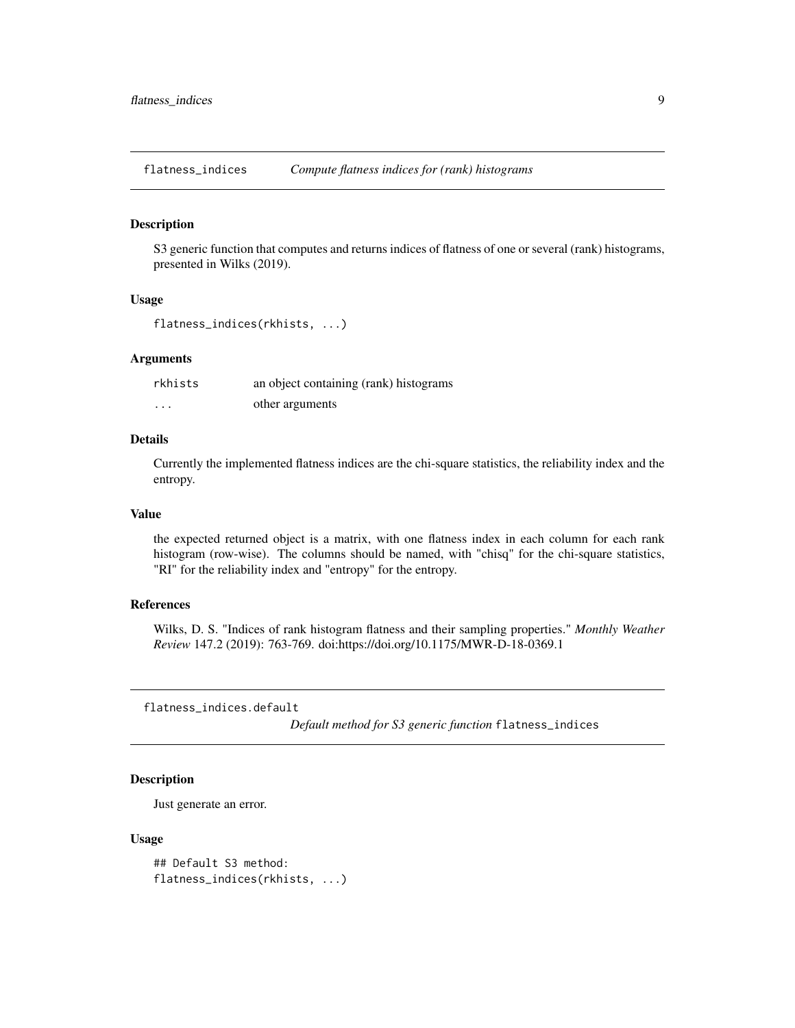## flatness_indices — *Compute flatness indices for (rank) histograms*

### Description

S3 generic function that computes and returns indices of flatness of one or several (rank) histograms, presented in Wilks (2019).

### Usage

```
flatness_indices(rkhists, ...)
```

### Arguments

| | |
|---|---|
| rkhists | an object containing (rank) histograms |
| ... | other arguments |

### Details

Currently the implemented flatness indices are the chi-square statistics, the reliability index and the entropy.

### Value

the expected returned object is a matrix, with one flatness index in each column for each rank histogram (row-wise). The columns should be named, with "chisq" for the chi-square statistics, "RI" for the reliability index and "entropy" for the entropy.

### References

Wilks, D. S. "Indices of rank histogram flatness and their sampling properties." *Monthly Weather Review* 147.2 (2019): 763-769. doi:https://doi.org/10.1175/MWR-D-18-0369.1

## flatness_indices.default — *Default method for S3 generic function* `flatness_indices`

### Description

Just generate an error.

### Usage

```
## Default S3 method:
flatness_indices(rkhists, ...)
```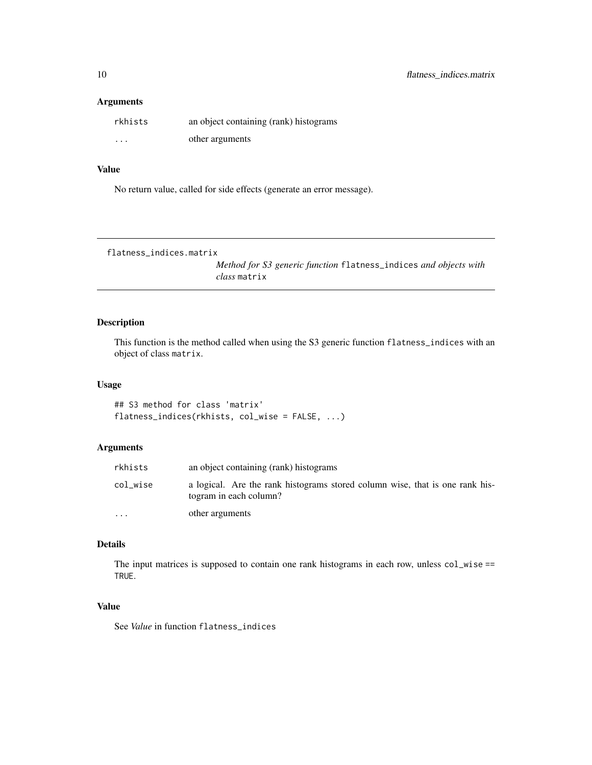### Arguments

| | |
|---|---|
| rkhists | an object containing (rank) histograms |
| ... | other arguments |

### Value

No return value, called for side effects (generate an error message).

---

## flatness_indices.matrix

*Method for S3 generic function* `flatness_indices` *and objects with class* `matrix`

---

### Description

This function is the method called when using the S3 generic function `flatness_indices` with an object of class `matrix`.

### Usage

```
## S3 method for class 'matrix'
flatness_indices(rkhists, col_wise = FALSE, ...)
```

### Arguments

| | |
|---|---|
| rkhists | an object containing (rank) histograms |
| col_wise | a logical. Are the rank histograms stored column wise, that is one rank histogram in each column? |
| ... | other arguments |

### Details

The input matrices is supposed to contain one rank histograms in each row, unless `col_wise == TRUE`.

### Value

See *Value* in function `flatness_indices`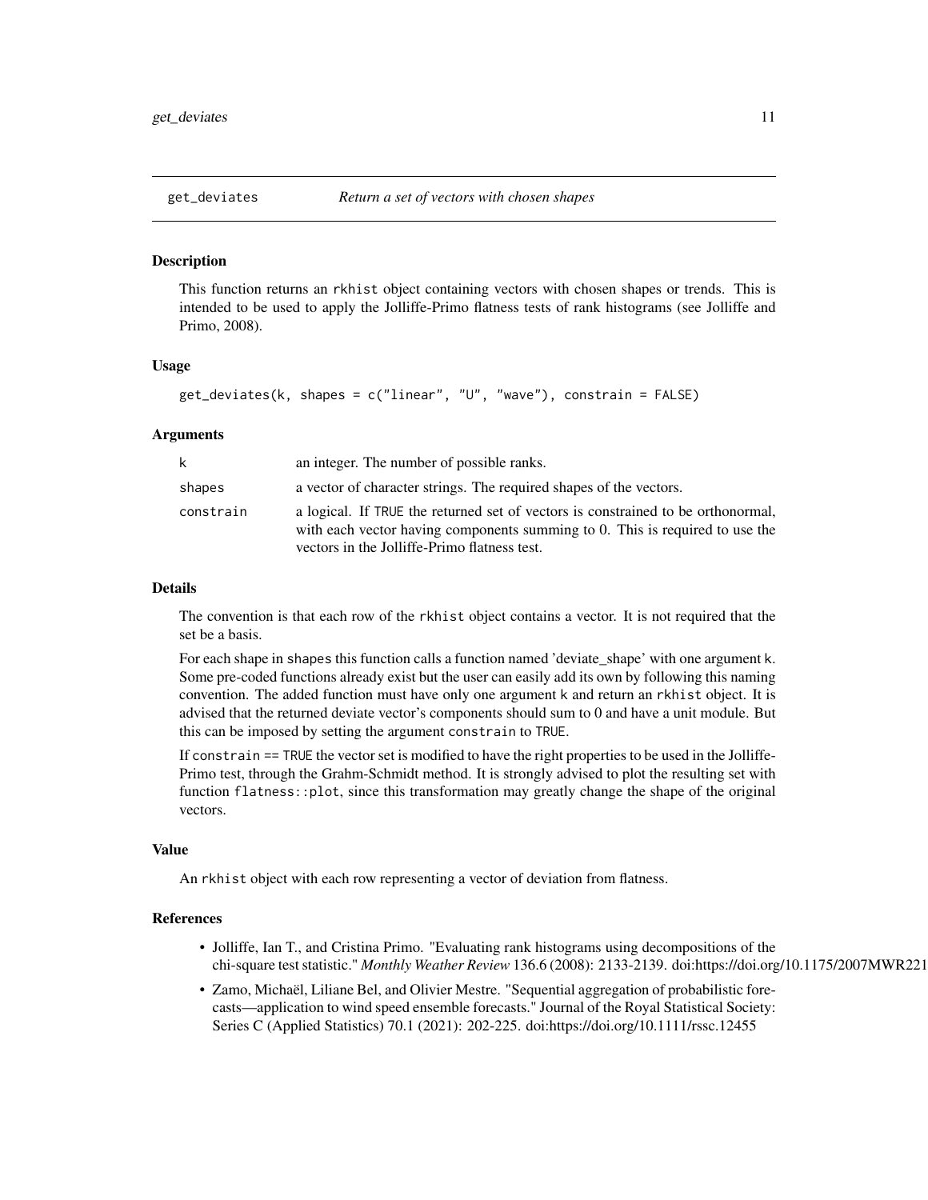## get_deviates — *Return a set of vectors with chosen shapes*

### Description

This function returns an rkhist object containing vectors with chosen shapes or trends. This is intended to be used to apply the Jolliffe-Primo flatness tests of rank histograms (see Jolliffe and Primo, 2008).

### Usage

```
get_deviates(k, shapes = c("linear", "U", "wave"), constrain = FALSE)
```

### Arguments

| | |
|---|---|
| k | an integer. The number of possible ranks. |
| shapes | a vector of character strings. The required shapes of the vectors. |
| constrain | a logical. If TRUE the returned set of vectors is constrained to be orthonormal, with each vector having components summing to 0. This is required to use the vectors in the Jolliffe-Primo flatness test. |

### Details

The convention is that each row of the rkhist object contains a vector. It is not required that the set be a basis.

For each shape in shapes this function calls a function named 'deviate_shape' with one argument k. Some pre-coded functions already exist but the user can easily add its own by following this naming convention. The added function must have only one argument k and return an rkhist object. It is advised that the returned deviate vector's components should sum to 0 and have a unit module. But this can be imposed by setting the argument constrain to TRUE.

If constrain == TRUE the vector set is modified to have the right properties to be used in the Jolliffe-Primo test, through the Grahm-Schmidt method. It is strongly advised to plot the resulting set with function flatness::plot, since this transformation may greatly change the shape of the original vectors.

### Value

An rkhist object with each row representing a vector of deviation from flatness.

### References

- Jolliffe, Ian T., and Cristina Primo. "Evaluating rank histograms using decompositions of the chi-square test statistic." *Monthly Weather Review* 136.6 (2008): 2133-2139. doi:https://doi.org/10.1175/2007MWR221
- Zamo, Michaël, Liliane Bel, and Olivier Mestre. "Sequential aggregation of probabilistic forecasts—application to wind speed ensemble forecasts." Journal of the Royal Statistical Society: Series C (Applied Statistics) 70.1 (2021): 202-225. doi:https://doi.org/10.1111/rssc.12455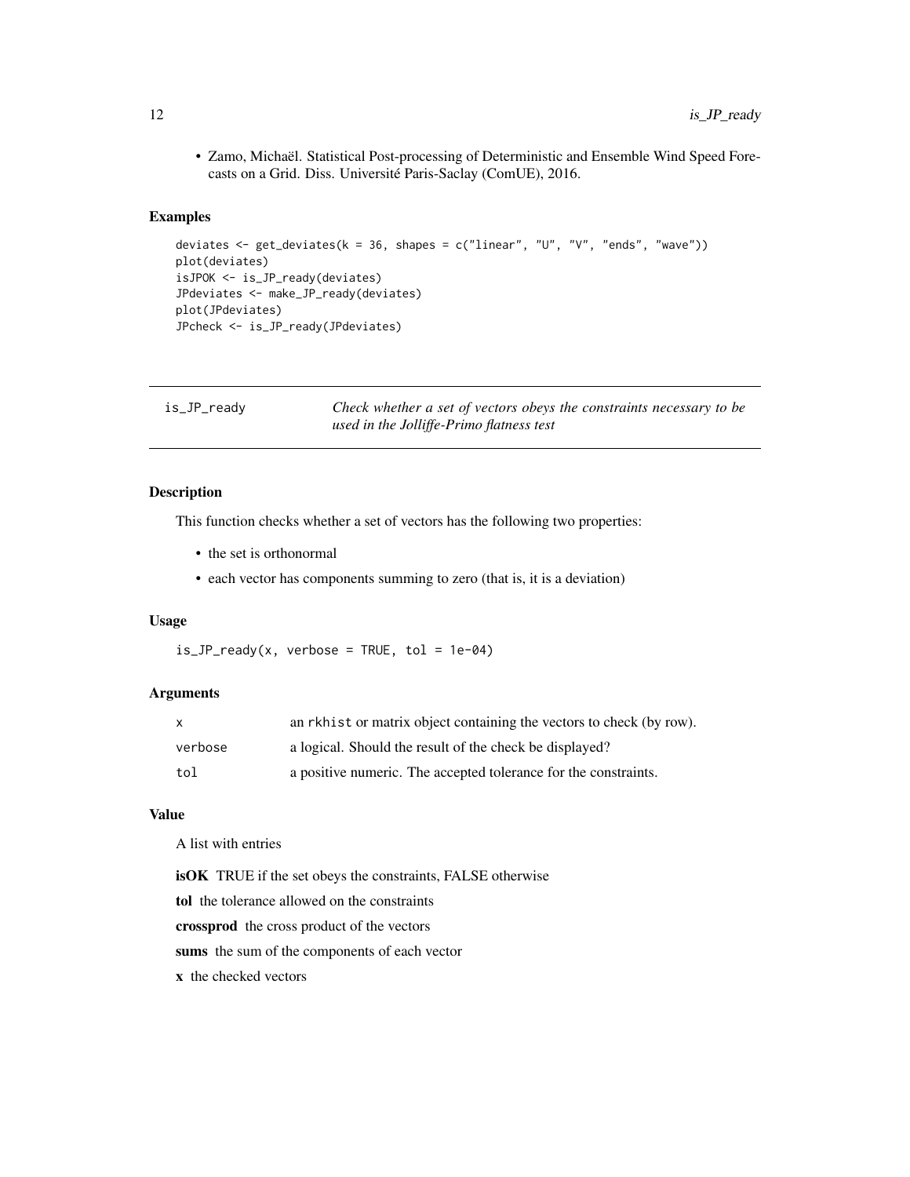- Zamo, Michaël. Statistical Post-processing of Deterministic and Ensemble Wind Speed Forecasts on a Grid. Diss. Université Paris-Saclay (ComUE), 2016.

### Examples

```
deviates <- get_deviates(k = 36, shapes = c("linear", "U", "V", "ends", "wave"))
plot(deviates)
isJPOK <- is_JP_ready(deviates)
JPdeviates <- make_JP_ready(deviates)
plot(JPdeviates)
JPcheck <- is_JP_ready(JPdeviates)
```

---

## is_JP_ready — *Check whether a set of vectors obeys the constraints necessary to be used in the Jolliffe-Primo flatness test*

### Description

This function checks whether a set of vectors has the following two properties:

- the set is orthonormal
- each vector has components summing to zero (that is, it is a deviation)

### Usage

```
is_JP_ready(x, verbose = TRUE, tol = 1e-04)
```

### Arguments

| | |
|---|---|
| x | an rkhist or matrix object containing the vectors to check (by row). |
| verbose | a logical. Should the result of the check be displayed? |
| tol | a positive numeric. The accepted tolerance for the constraints. |

### Value

A list with entries

**isOK** TRUE if the set obeys the constraints, FALSE otherwise

**tol** the tolerance allowed on the constraints

**crossprod** the cross product of the vectors

**sums** the sum of the components of each vector

**x** the checked vectors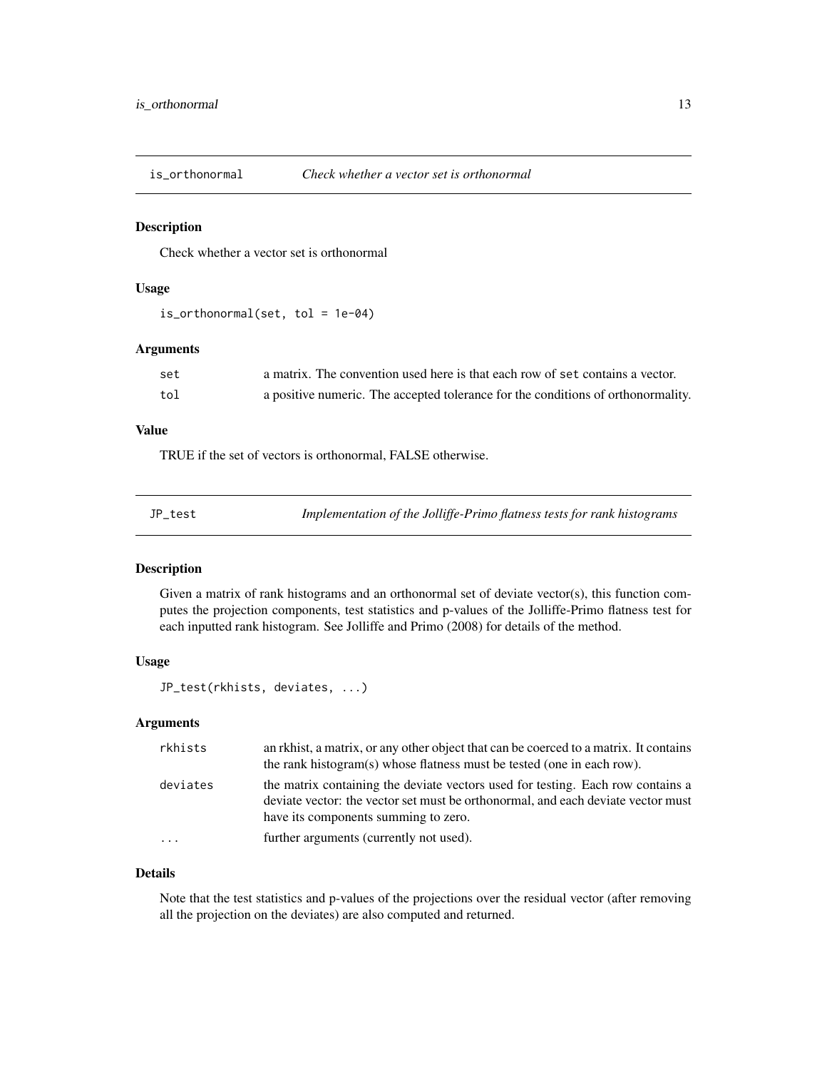## is_orthonormal — *Check whether a vector set is orthonormal*

### Description

Check whether a vector set is orthonormal

### Usage

```
is_orthonormal(set, tol = 1e-04)
```

### Arguments

| | |
|---|---|
| set | a matrix. The convention used here is that each row of `set` contains a vector. |
| tol | a positive numeric. The accepted tolerance for the conditions of orthonormality. |

### Value

TRUE if the set of vectors is orthonormal, FALSE otherwise.

## JP_test — *Implementation of the Jolliffe-Primo flatness tests for rank histograms*

### Description

Given a matrix of rank histograms and an orthonormal set of deviate vector(s), this function computes the projection components, test statistics and p-values of the Jolliffe-Primo flatness test for each inputted rank histogram. See Jolliffe and Primo (2008) for details of the method.

### Usage

```
JP_test(rkhists, deviates, ...)
```

### Arguments

| | |
|---|---|
| rkhists | an rkhist, a matrix, or any other object that can be coerced to a matrix. It contains the rank histogram(s) whose flatness must be tested (one in each row). |
| deviates | the matrix containing the deviate vectors used for testing. Each row contains a deviate vector: the vector set must be orthonormal, and each deviate vector must have its components summing to zero. |
| ... | further arguments (currently not used). |

### Details

Note that the test statistics and p-values of the projections over the residual vector (after removing all the projection on the deviates) are also computed and returned.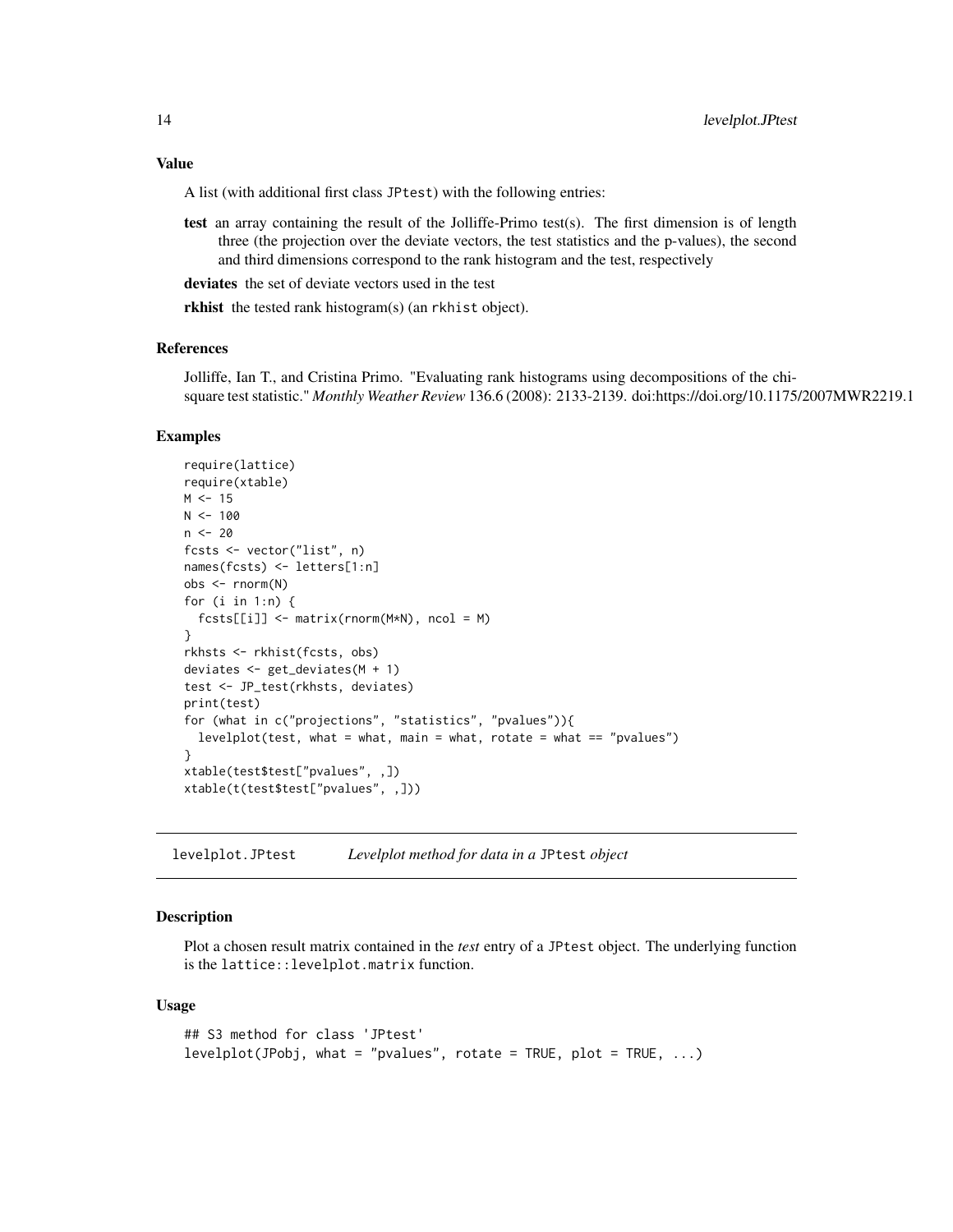### Value

A list (with additional first class `JPtest`) with the following entries:

**test** an array containing the result of the Jolliffe-Primo test(s). The first dimension is of length three (the projection over the deviate vectors, the test statistics and the p-values), the second and third dimensions correspond to the rank histogram and the test, respectively

**deviates** the set of deviate vectors used in the test

**rkhist** the tested rank histogram(s) (an `rkhist` object).

### References

Jolliffe, Ian T., and Cristina Primo. "Evaluating rank histograms using decompositions of the chi-square test statistic." *Monthly Weather Review* 136.6 (2008): 2133-2139. doi:https://doi.org/10.1175/2007MWR2219.1

### Examples

```
require(lattice)
require(xtable)
M <- 15
N <- 100
n <- 20
fcsts <- vector("list", n)
names(fcsts) <- letters[1:n]
obs <- rnorm(N)
for (i in 1:n) {
  fcsts[[i]] <- matrix(rnorm(M*N), ncol = M)
}
rkhsts <- rkhist(fcsts, obs)
deviates <- get_deviates(M + 1)
test <- JP_test(rkhsts, deviates)
print(test)
for (what in c("projections", "statistics", "pvalues")){
  levelplot(test, what = what, main = what, rotate = what == "pvalues")
}
xtable(test$test["pvalues", ,])
xtable(t(test$test["pvalues", ,]))
```

---

## levelplot.JPtest *Levelplot method for data in a* `JPtest` *object*

---

### Description

Plot a chosen result matrix contained in the *test* entry of a `JPtest` object. The underlying function is the `lattice::levelplot.matrix` function.

### Usage

```
## S3 method for class 'JPtest'
levelplot(JPobj, what = "pvalues", rotate = TRUE, plot = TRUE, ...)
```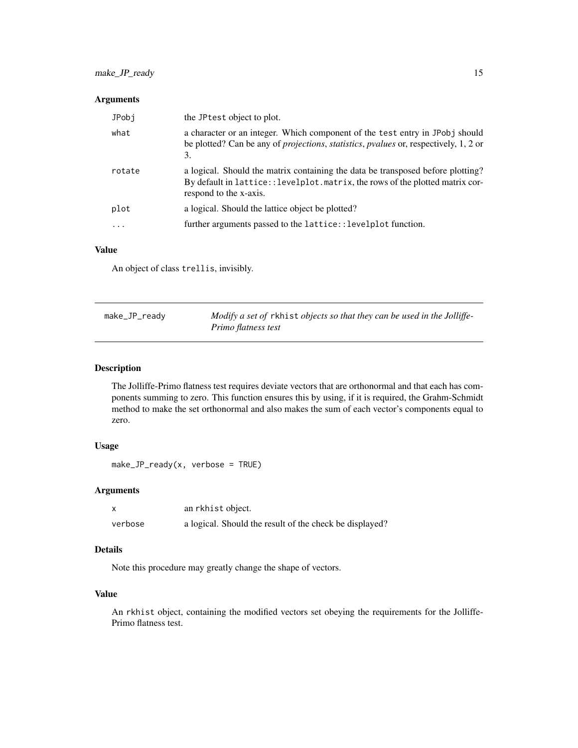### Arguments

| | |
|---|---|
| JPobj | the JPtest object to plot. |
| what | a character or an integer. Which component of the test entry in JPobj should be plotted? Can be any of *projections*, *statistics*, *pvalues* or, respectively, 1, 2 or 3. |
| rotate | a logical. Should the matrix containing the data be transposed before plotting? By default in lattice::levelplot.matrix, the rows of the plotted matrix correspond to the x-axis. |
| plot | a logical. Should the lattice object be plotted? |
| ... | further arguments passed to the lattice::levelplot function. |

### Value

An object of class trellis, invisibly.

---

## make_JP_ready — *Modify a set of* rkhist *objects so that they can be used in the Jolliffe-Primo flatness test*

### Description

The Jolliffe-Primo flatness test requires deviate vectors that are orthonormal and that each has components summing to zero. This function ensures this by using, if it is required, the Grahm-Schmidt method to make the set orthonormal and also makes the sum of each vector's components equal to zero.

### Usage

```
make_JP_ready(x, verbose = TRUE)
```

### Arguments

| | |
|---|---|
| x | an rkhist object. |
| verbose | a logical. Should the result of the check be displayed? |

### Details

Note this procedure may greatly change the shape of vectors.

### Value

An rkhist object, containing the modified vectors set obeying the requirements for the Jolliffe-Primo flatness test.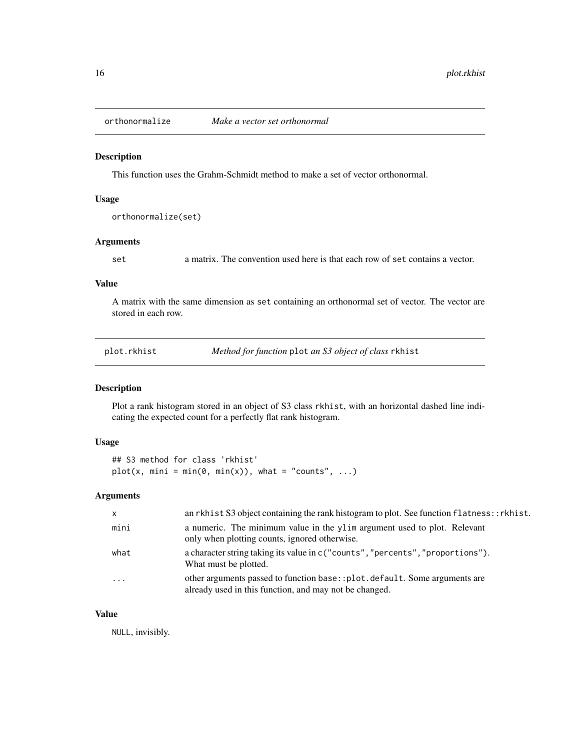## orthonormalize *Make a vector set orthonormal*

### Description

This function uses the Grahm-Schmidt method to make a set of vector orthonormal.

### Usage

```
orthonormalize(set)
```

### Arguments

| | |
|---|---|
| set | a matrix. The convention used here is that each row of set contains a vector. |

### Value

A matrix with the same dimension as set containing an orthonormal set of vector. The vector are stored in each row.

## plot.rkhist *Method for function* plot *an S3 object of class* rkhist

### Description

Plot a rank histogram stored in an object of S3 class rkhist, with an horizontal dashed line indicating the expected count for a perfectly flat rank histogram.

### Usage

```
## S3 method for class 'rkhist'
plot(x, mini = min(0, min(x)), what = "counts", ...)
```

### Arguments

| | |
|---|---|
| x | an rkhist S3 object containing the rank histogram to plot. See function flatness::rkhist. |
| mini | a numeric. The minimum value in the ylim argument used to plot. Relevant only when plotting counts, ignored otherwise. |
| what | a character string taking its value in c("counts","percents","proportions"). What must be plotted. |
| ... | other arguments passed to function base::plot.default. Some arguments are already used in this function, and may not be changed. |

### Value

NULL, invisibly.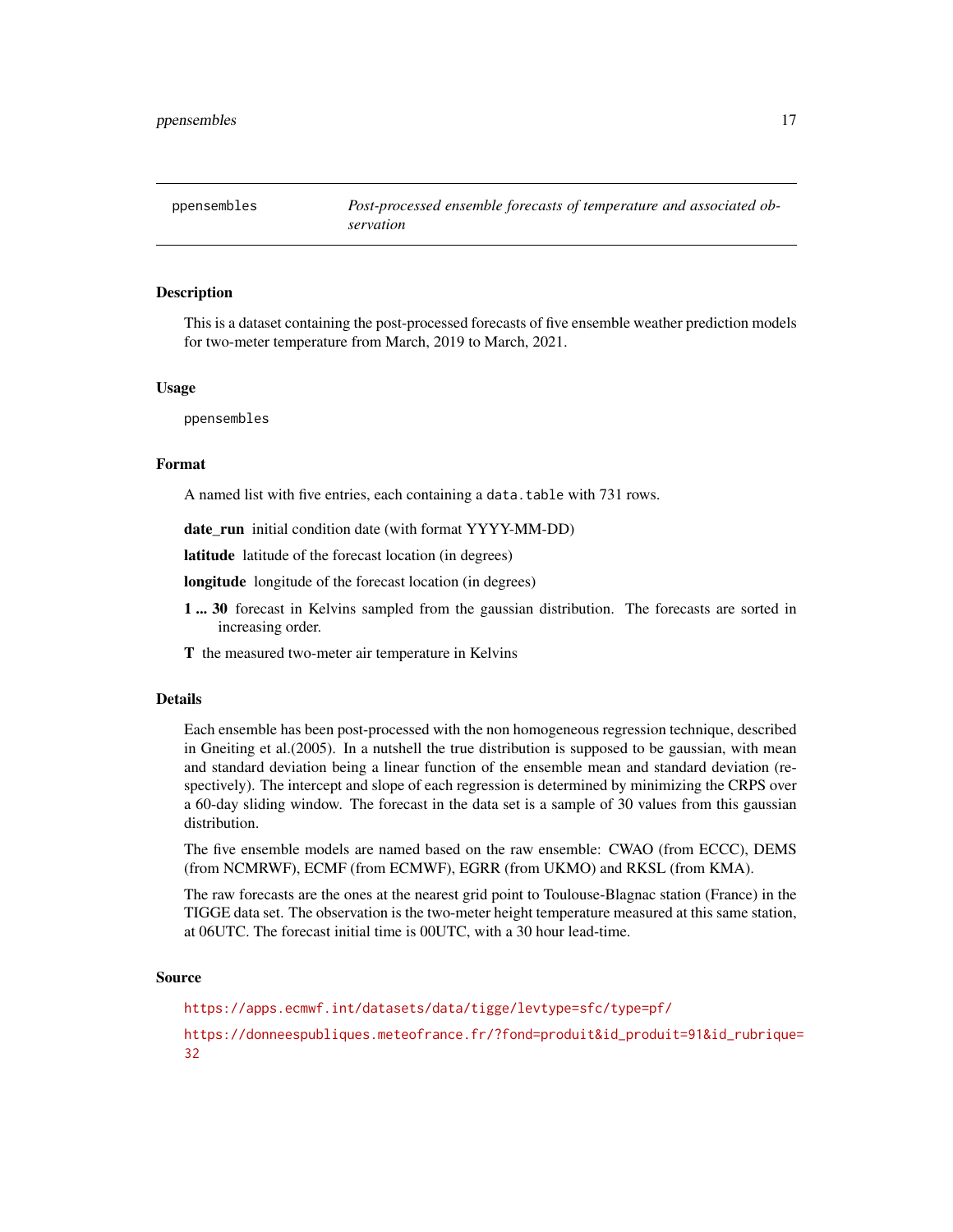## ppensembles — *Post-processed ensemble forecasts of temperature and associated observation*

### Description

This is a dataset containing the post-processed forecasts of five ensemble weather prediction models for two-meter temperature from March, 2019 to March, 2021.

### Usage

```
ppensembles
```

### Format

A named list with five entries, each containing a `data.table` with 731 rows.

**date_run** initial condition date (with format YYYY-MM-DD)

**latitude** latitude of the forecast location (in degrees)

**longitude** longitude of the forecast location (in degrees)

**1 ... 30** forecast in Kelvins sampled from the gaussian distribution. The forecasts are sorted in increasing order.

**T** the measured two-meter air temperature in Kelvins

### Details

Each ensemble has been post-processed with the non homogeneous regression technique, described in Gneiting et al.(2005). In a nutshell the true distribution is supposed to be gaussian, with mean and standard deviation being a linear function of the ensemble mean and standard deviation (respectively). The intercept and slope of each regression is determined by minimizing the CRPS over a 60-day sliding window. The forecast in the data set is a sample of 30 values from this gaussian distribution.

The five ensemble models are named based on the raw ensemble: CWAO (from ECCC), DEMS (from NCMRWF), ECMF (from ECMWF), EGRR (from UKMO) and RKSL (from KMA).

The raw forecasts are the ones at the nearest grid point to Toulouse-Blagnac station (France) in the TIGGE data set. The observation is the two-meter height temperature measured at this same station, at 06UTC. The forecast initial time is 00UTC, with a 30 hour lead-time.

### Source

https://apps.ecmwf.int/datasets/data/tigge/levtype=sfc/type=pf/

https://donneespubliques.meteofrance.fr/?fond=produit&id_produit=91&id_rubrique=32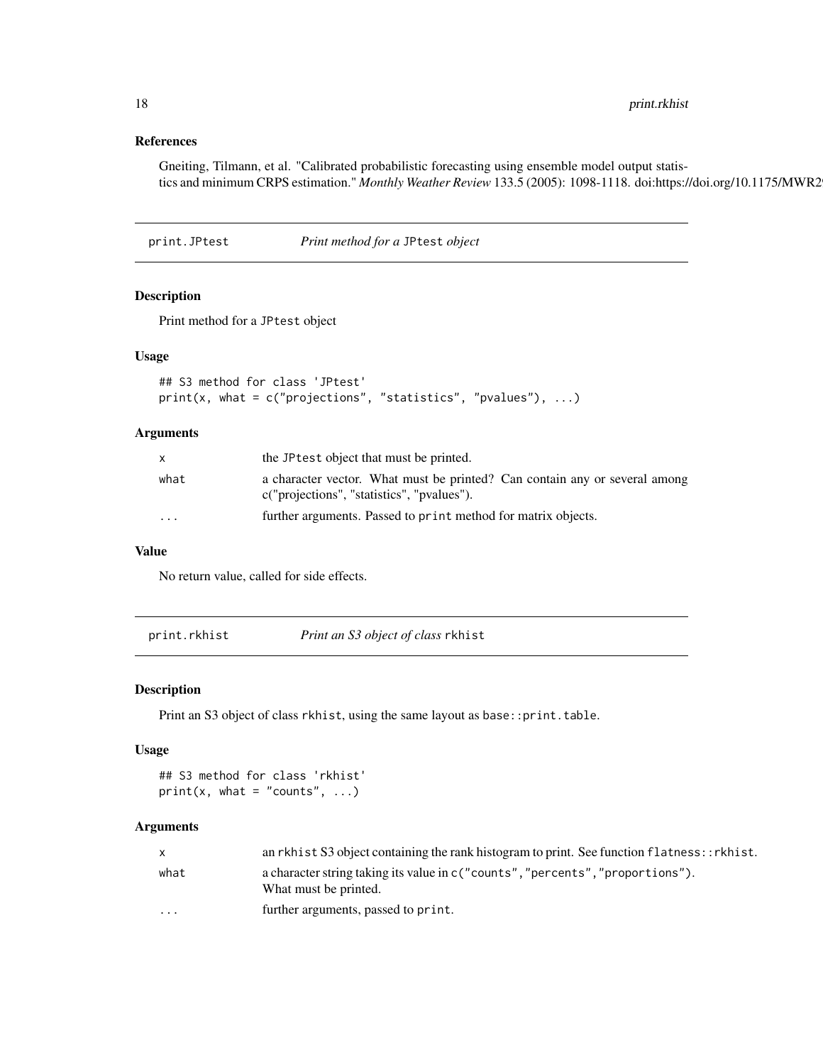### References

Gneiting, Tilmann, et al. "Calibrated probabilistic forecasting using ensemble model output statistics and minimum CRPS estimation." *Monthly Weather Review* 133.5 (2005): 1098-1118. doi:https://doi.org/10.1175/MWR2

## print.JPtest *Print method for a* JPtest *object*

### Description

Print method for a JPtest object

### Usage

```
## S3 method for class 'JPtest'
print(x, what = c("projections", "statistics", "pvalues"), ...)
```

### Arguments

| | |
|---|---|
| x | the JPtest object that must be printed. |
| what | a character vector. What must be printed? Can contain any or several among c("projections", "statistics", "pvalues"). |
| ... | further arguments. Passed to print method for matrix objects. |

### Value

No return value, called for side effects.

## print.rkhist *Print an S3 object of class* rkhist

### Description

Print an S3 object of class rkhist, using the same layout as base::print.table.

### Usage

```
## S3 method for class 'rkhist'
print(x, what = "counts", ...)
```

### Arguments

| | |
|---|---|
| x | an rkhist S3 object containing the rank histogram to print. See function flatness::rkhist. |
| what | a character string taking its value in c("counts","percents","proportions"). What must be printed. |
| ... | further arguments, passed to print. |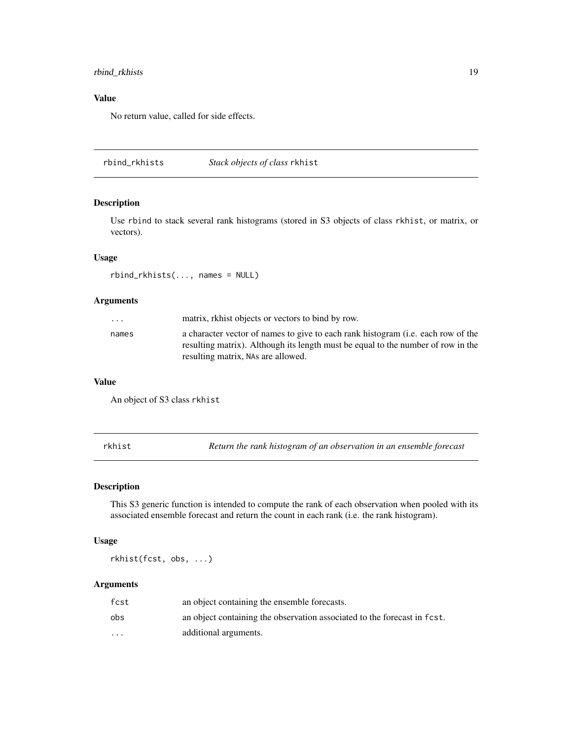### Value

No return value, called for side effects.

---

## rbind_rkhists — *Stack objects of class* `rkhist`

### Description

Use `rbind` to stack several rank histograms (stored in S3 objects of class `rkhist`, or matrix, or vectors).

### Usage

```
rbind_rkhists(..., names = NULL)
```

### Arguments

| | |
|---|---|
| `...` | matrix, rkhist objects or vectors to bind by row. |
| `names` | a character vector of names to give to each rank histogram (i.e. each row of the resulting matrix). Although its length must be equal to the number of row in the resulting matrix, `NA`s are allowed. |

### Value

An object of S3 class `rkhist`

---

## rkhist — *Return the rank histogram of an observation in an ensemble forecast*

### Description

This S3 generic function is intended to compute the rank of each observation when pooled with its associated ensemble forecast and return the count in each rank (i.e. the rank histogram).

### Usage

```
rkhist(fcst, obs, ...)
```

### Arguments

| | |
|---|---|
| `fcst` | an object containing the ensemble forecasts. |
| `obs` | an object containing the observation associated to the forecast in `fcst`. |
| `...` | additional arguments. |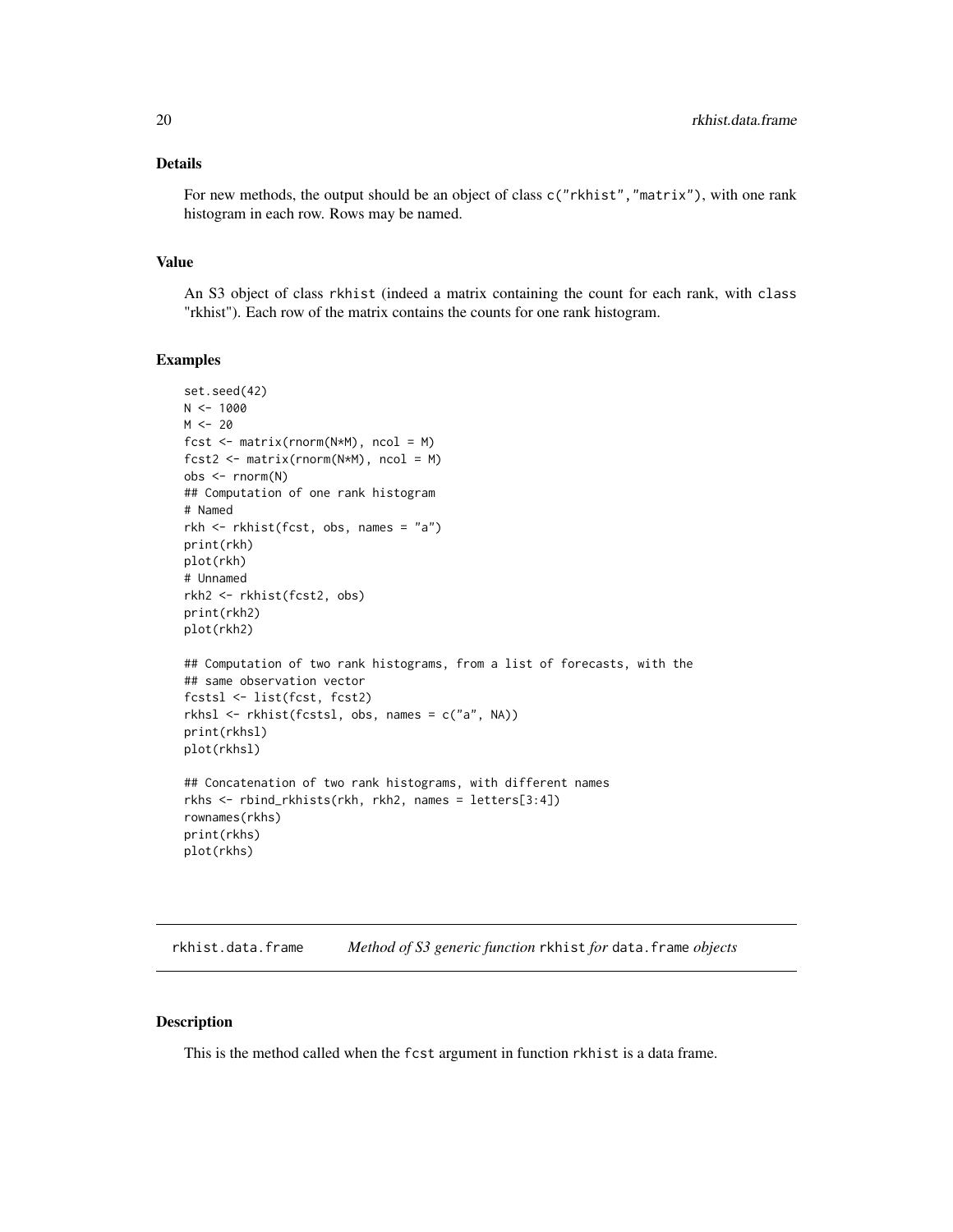### Details

For new methods, the output should be an object of class `c("rkhist","matrix")`, with one rank histogram in each row. Rows may be named.

### Value

An S3 object of class `rkhist` (indeed a matrix containing the count for each rank, with class "rkhist"). Each row of the matrix contains the counts for one rank histogram.

### Examples

```
set.seed(42)
N <- 1000
M <- 20
fcst <- matrix(rnorm(N*M), ncol = M)
fcst2 <- matrix(rnorm(N*M), ncol = M)
obs <- rnorm(N)
## Computation of one rank histogram
# Named
rkh <- rkhist(fcst, obs, names = "a")
print(rkh)
plot(rkh)
# Unnamed
rkh2 <- rkhist(fcst2, obs)
print(rkh2)
plot(rkh2)

## Computation of two rank histograms, from a list of forecasts, with the
## same observation vector
fcstsl <- list(fcst, fcst2)
rkhsl <- rkhist(fcstsl, obs, names = c("a", NA))
print(rkhsl)
plot(rkhsl)

## Concatenation of two rank histograms, with different names
rkhs <- rbind_rkhists(rkh, rkh2, names = letters[3:4])
rownames(rkhs)
print(rkhs)
plot(rkhs)
```

---

## rkhist.data.frame — *Method of S3 generic function* `rkhist` *for* `data.frame` *objects*

---

### Description

This is the method called when the `fcst` argument in function `rkhist` is a data frame.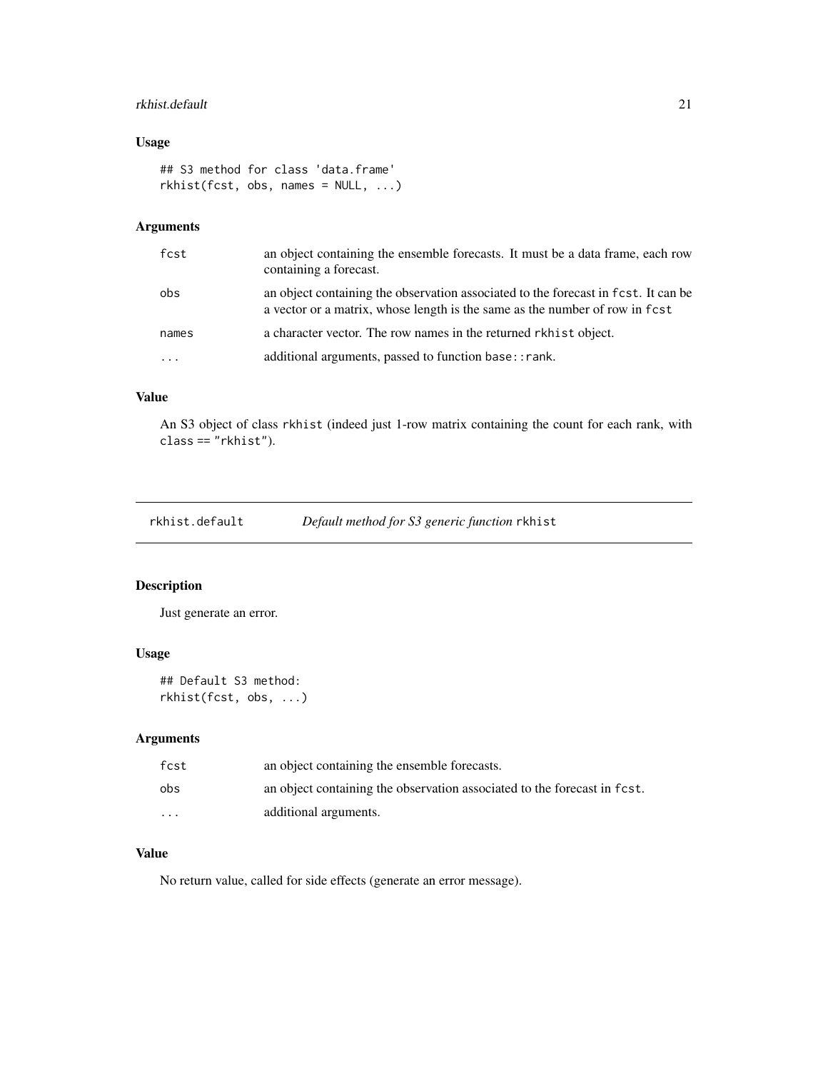## Usage

```
## S3 method for class 'data.frame'
rkhist(fcst, obs, names = NULL, ...)
```

## Arguments

| | |
|---|---|
| fcst | an object containing the ensemble forecasts. It must be a data frame, each row containing a forecast. |
| obs | an object containing the observation associated to the forecast in fcst. It can be a vector or a matrix, whose length is the same as the number of row in fcst |
| names | a character vector. The row names in the returned rkhist object. |
| ... | additional arguments, passed to function base::rank. |

## Value

An S3 object of class rkhist (indeed just 1-row matrix containing the count for each rank, with class == "rkhist").

# rkhist.default — *Default method for S3 generic function* rkhist

## Description

Just generate an error.

## Usage

```
## Default S3 method:
rkhist(fcst, obs, ...)
```

## Arguments

| | |
|---|---|
| fcst | an object containing the ensemble forecasts. |
| obs | an object containing the observation associated to the forecast in fcst. |
| ... | additional arguments. |

## Value

No return value, called for side effects (generate an error message).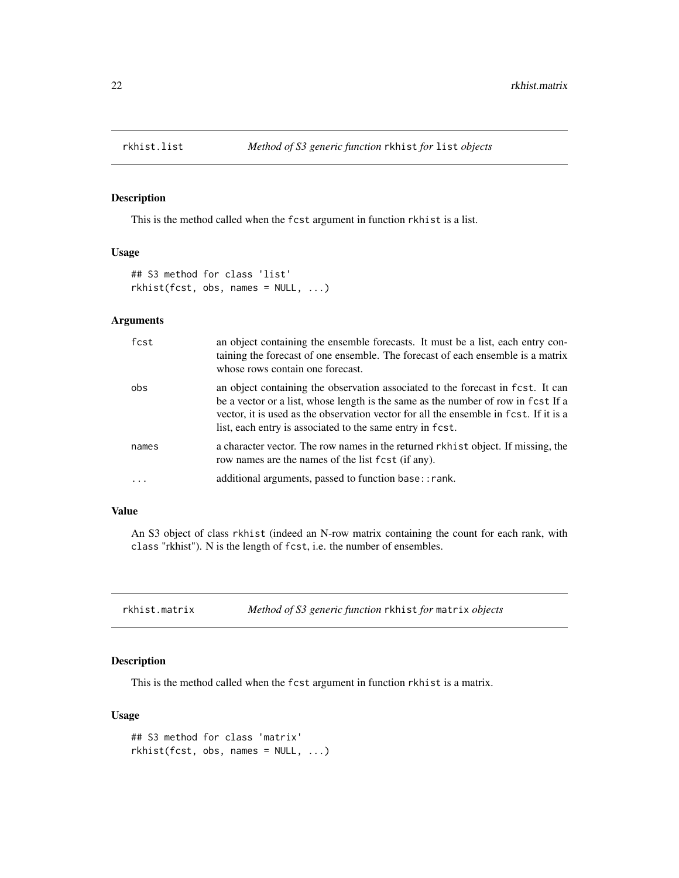## rkhist.list — *Method of S3 generic function* `rkhist` *for* `list` *objects*

### Description

This is the method called when the `fcst` argument in function `rkhist` is a list.

### Usage

```
## S3 method for class 'list'
rkhist(fcst, obs, names = NULL, ...)
```

### Arguments

| | |
|---|---|
| `fcst` | an object containing the ensemble forecasts. It must be a list, each entry containing the forecast of one ensemble. The forecast of each ensemble is a matrix whose rows contain one forecast. |
| `obs` | an object containing the observation associated to the forecast in `fcst`. It can be a vector or a list, whose length is the same as the number of row in `fcst` If a vector, it is used as the observation vector for all the ensemble in `fcst`. If it is a list, each entry is associated to the same entry in `fcst`. |
| `names` | a character vector. The row names in the returned `rkhist` object. If missing, the row names are the names of the list `fcst` (if any). |
| `...` | additional arguments, passed to function `base::rank`. |

### Value

An S3 object of class `rkhist` (indeed an N-row matrix containing the count for each rank, with `class` "rkhist"). N is the length of `fcst`, i.e. the number of ensembles.

## rkhist.matrix — *Method of S3 generic function* `rkhist` *for* `matrix` *objects*

### Description

This is the method called when the `fcst` argument in function `rkhist` is a matrix.

### Usage

```
## S3 method for class 'matrix'
rkhist(fcst, obs, names = NULL, ...)
```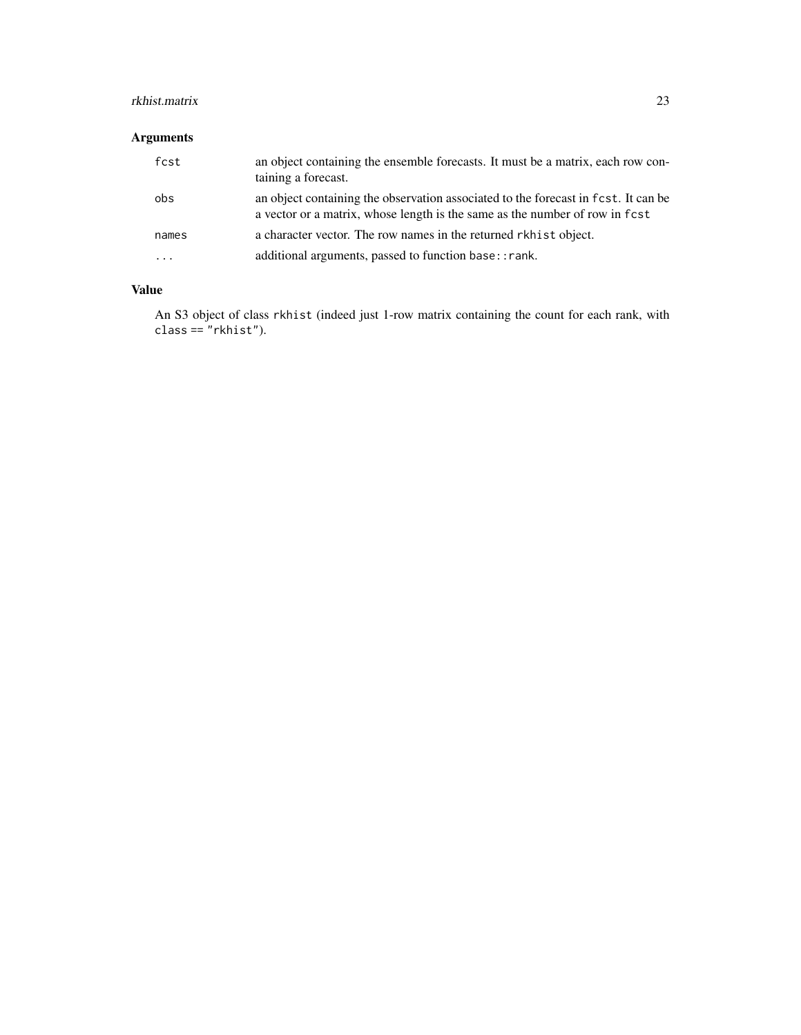## Arguments

| | |
|---|---|
| `fcst` | an object containing the ensemble forecasts. It must be a matrix, each row containing a forecast. |
| `obs` | an object containing the observation associated to the forecast in `fcst`. It can be a vector or a matrix, whose length is the same as the number of row in `fcst` |
| `names` | a character vector. The row names in the returned `rkhist` object. |
| `...` | additional arguments, passed to function `base::rank`. |

## Value

An S3 object of class `rkhist` (indeed just 1-row matrix containing the count for each rank, with `class == "rkhist"`).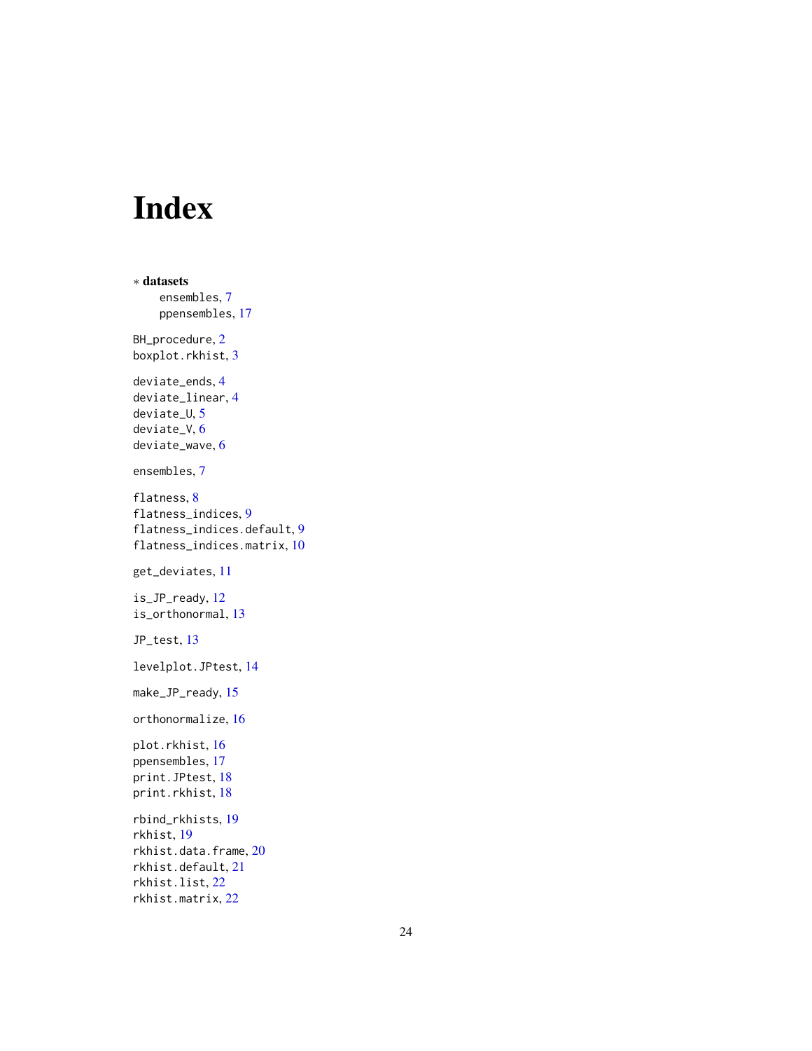# Index

∗ **datasets**
    ensembles, 7
    ppensembles, 17

BH_procedure, 2
boxplot.rkhist, 3

deviate_ends, 4
deviate_linear, 4
deviate_U, 5
deviate_V, 6
deviate_wave, 6

ensembles, 7

flatness, 8
flatness_indices, 9
flatness_indices.default, 9
flatness_indices.matrix, 10

get_deviates, 11

is_JP_ready, 12
is_orthonormal, 13

JP_test, 13

levelplot.JPtest, 14

make_JP_ready, 15

orthonormalize, 16

plot.rkhist, 16
ppensembles, 17
print.JPtest, 18
print.rkhist, 18

rbind_rkhists, 19
rkhist, 19
rkhist.data.frame, 20
rkhist.default, 21
rkhist.list, 22
rkhist.matrix, 22